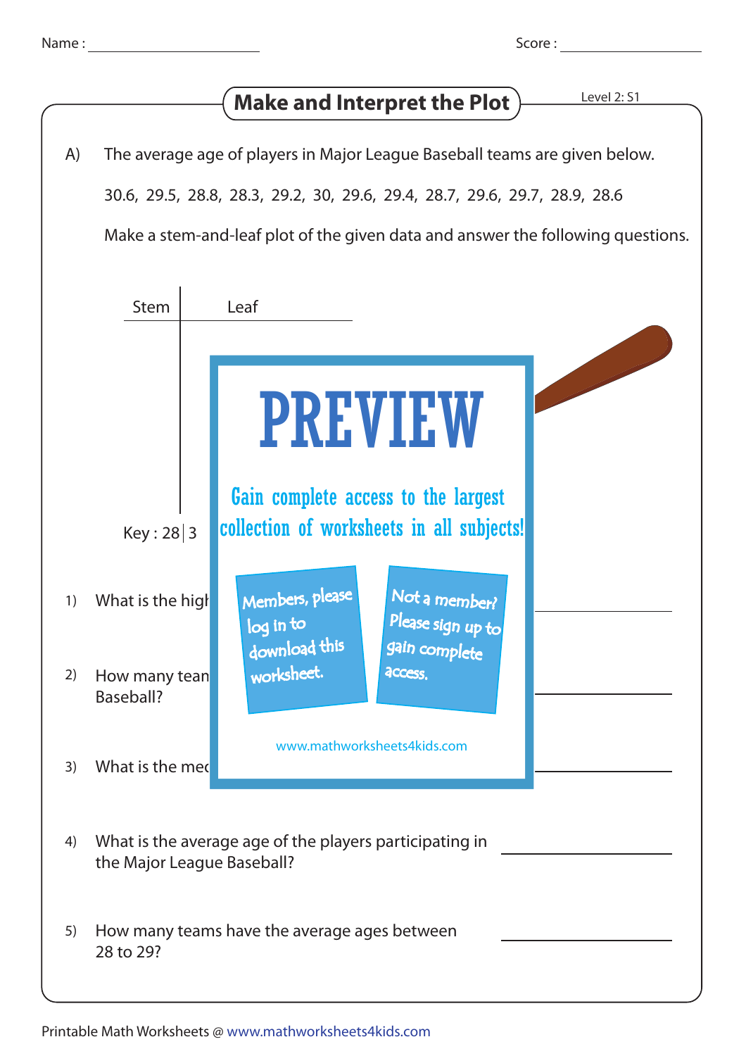Name : ____________________ Score : ____________________

# Make and Interpret the Plot

Level 2: S1

A) The average age of players in Major League Baseball teams are given below.

30.6, 29.5, 28.8, 28.3, 29.2, 30, 29.6, 29.4, 28.7, 29.6, 29.7, 28.9, 28.6

Make a stem-and-leaf plot of the given data and answer the following questions.

| Stem | Leaf |
|---|---|
| | |

Key : 28 | 3

PREVIEW

Gain complete access to the largest collection of worksheets in all subjects!

Members, please log in to download this worksheet.

Not a member? Please sign up to gain complete access.

www.mathworksheets4kids.com

1) What is the high

2) How many tean Baseball?

3) What is the mec

4) What is the average age of the players participating in the Major League Baseball? ____________________

5) How many teams have the average ages between 28 to 29? ____________________

Printable Math Worksheets @ www.mathworksheets4kids.com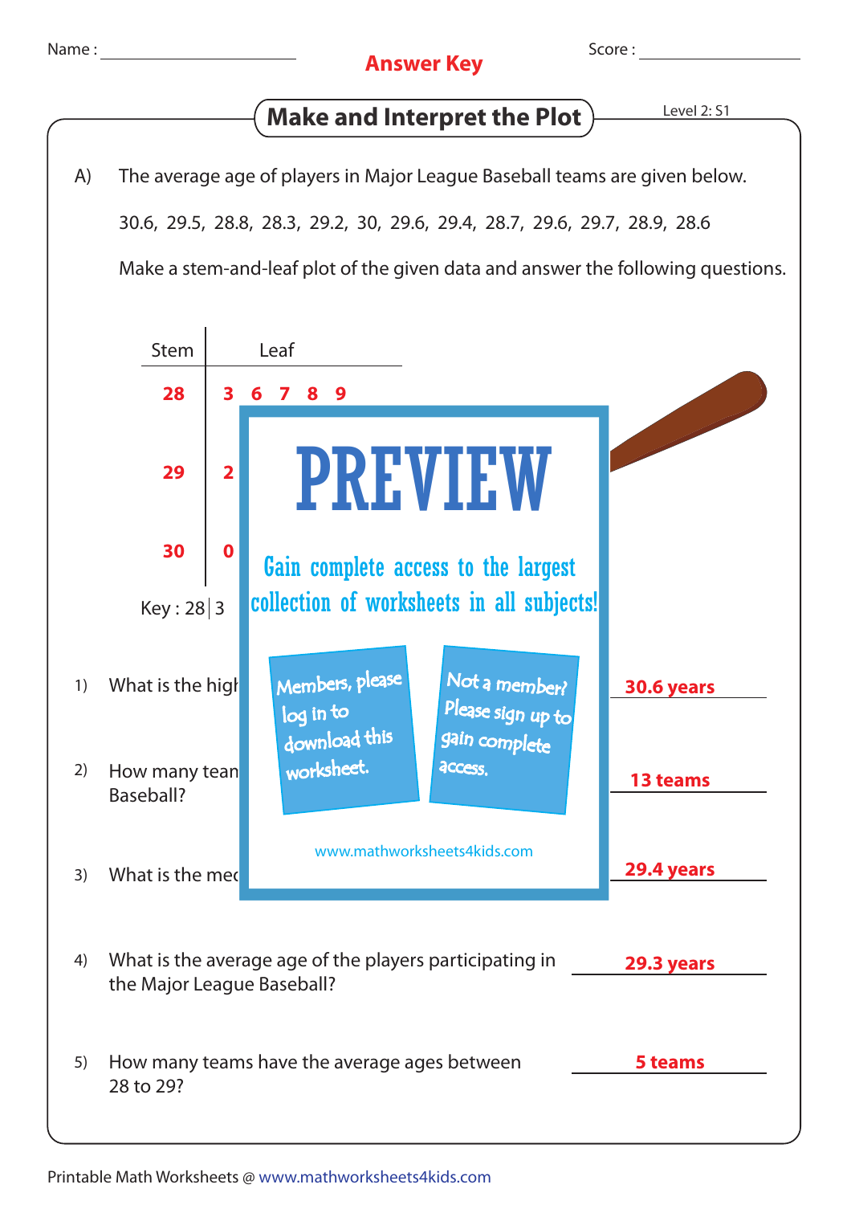Name : ____________ **Answer Key** Score : ____________

## Make and Interpret the Plot

Level 2: S1

A) The average age of players in Major League Baseball teams are given below.

30.6, 29.5, 28.8, 28.3, 29.2, 30, 29.6, 29.4, 28.7, 29.6, 29.7, 28.9, 28.6

Make a stem-and-leaf plot of the given data and answer the following questions.

| Stem | Leaf |
|---|---|
| 28 | 3 6 7 8 9 |
| 29 | 2 |
| 30 | 0 |

Key : 28 | 3

PREVIEW

Gain complete access to the largest collection of worksheets in all subjects!

Members, please log in to download this worksheet.

Not a member? Please sign up to gain complete access.

www.mathworksheets4kids.com

1) What is the high **30.6 years**

2) How many tean Baseball? **13 teams**

3) What is the mec **29.4 years**

4) What is the average age of the players participating in the Major League Baseball? **29.3 years**

5) How many teams have the average ages between 28 to 29? **5 teams**